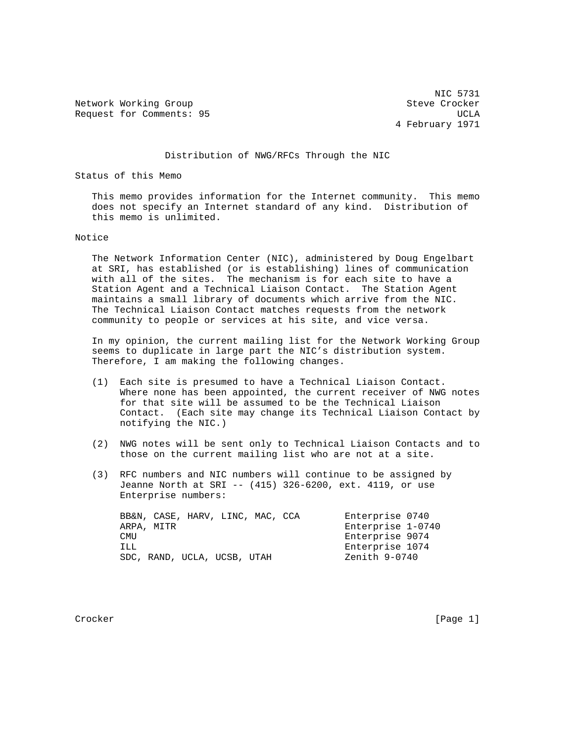NIC 5731

Network Working Group  
Request for Comments: 95

Steve Crocker  
UCLA  
4 February 1971

# Distribution of NWG/RFCs Through the NIC

## Status of this Memo

This memo provides information for the Internet community. This memo does not specify an Internet standard of any kind. Distribution of this memo is unlimited.

## Notice

The Network Information Center (NIC), administered by Doug Engelbart at SRI, has established (or is establishing) lines of communication with all of the sites. The mechanism is for each site to have a Station Agent and a Technical Liaison Contact. The Station Agent maintains a small library of documents which arrive from the NIC. The Technical Liaison Contact matches requests from the network community to people or services at his site, and vice versa.

In my opinion, the current mailing list for the Network Working Group seems to duplicate in large part the NIC's distribution system. Therefore, I am making the following changes.

(1) Each site is presumed to have a Technical Liaison Contact. Where none has been appointed, the current receiver of NWG notes for that site will be assumed to be the Technical Liaison Contact. (Each site may change its Technical Liaison Contact by notifying the NIC.)

(2) NWG notes will be sent only to Technical Liaison Contacts and to those on the current mailing list who are not at a site.

(3) RFC numbers and NIC numbers will continue to be assigned by Jeanne North at SRI -- (415) 326-6200, ext. 4119, or use Enterprise numbers:

| | |
|---|---|
| BB&N, CASE, HARV, LINC, MAC, CCA | Enterprise 0740 |
| ARPA, MITR | Enterprise 1-0740 |
| CMU | Enterprise 9074 |
| ILL | Enterprise 1074 |
| SDC, RAND, UCLA, UCSB, UTAH | Zenith 9-0740 |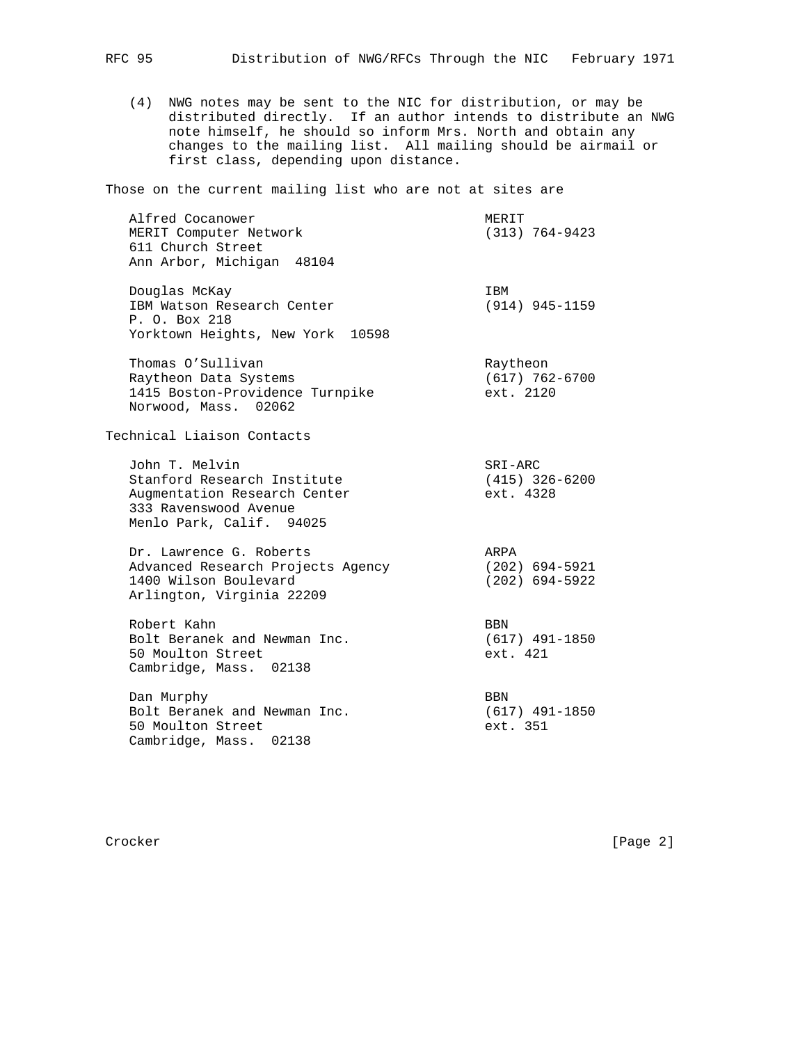(4) NWG notes may be sent to the NIC for distribution, or may be distributed directly. If an author intends to distribute an NWG note himself, he should so inform Mrs. North and obtain any changes to the mailing list. All mailing should be airmail or first class, depending upon distance.

Those on the current mailing list who are not at sites are

| | |
|---|---|
| Alfred Cocanower<br>MERIT Computer Network<br>611 Church Street<br>Ann Arbor, Michigan 48104 | MERIT<br>(313) 764-9423 |
| Douglas McKay<br>IBM Watson Research Center<br>P. O. Box 218<br>Yorktown Heights, New York 10598 | IBM<br>(914) 945-1159 |
| Thomas O'Sullivan<br>Raytheon Data Systems<br>1415 Boston-Providence Turnpike<br>Norwood, Mass. 02062 | Raytheon<br>(617) 762-6700<br>ext. 2120 |

Technical Liaison Contacts

| | |
|---|---|
| John T. Melvin<br>Stanford Research Institute<br>Augmentation Research Center<br>333 Ravenswood Avenue<br>Menlo Park, Calif. 94025 | SRI-ARC<br>(415) 326-6200<br>ext. 4328 |
| Dr. Lawrence G. Roberts<br>Advanced Research Projects Agency<br>1400 Wilson Boulevard<br>Arlington, Virginia 22209 | ARPA<br>(202) 694-5921<br>(202) 694-5922 |
| Robert Kahn<br>Bolt Beranek and Newman Inc.<br>50 Moulton Street<br>Cambridge, Mass. 02138 | BBN<br>(617) 491-1850<br>ext. 421 |
| Dan Murphy<br>Bolt Beranek and Newman Inc.<br>50 Moulton Street<br>Cambridge, Mass. 02138 | BBN<br>(617) 491-1850<br>ext. 351 |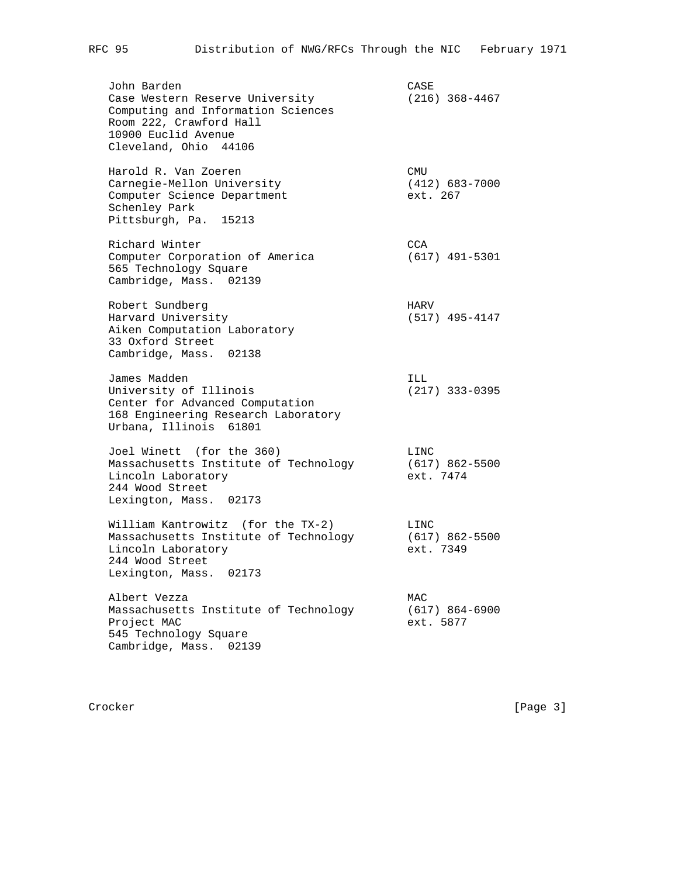```
   John Barden                                 CASE
   Case Western Reserve University             (216) 368-4467
   Computing and Information Sciences
   Room 222, Crawford Hall
   10900 Euclid Avenue
   Cleveland, Ohio  44106

   Harold R. Van Zoeren                        CMU
   Carnegie-Mellon University                  (412) 683-7000
   Computer Science Department                 ext. 267
   Schenley Park
   Pittsburgh, Pa.  15213

   Richard Winter                              CCA
   Computer Corporation of America             (617) 491-5301
   565 Technology Square
   Cambridge, Mass.  02139

   Robert Sundberg                             HARV
   Harvard University                          (517) 495-4147
   Aiken Computation Laboratory
   33 Oxford Street
   Cambridge, Mass.  02138

   James Madden                                ILL
   University of Illinois                      (217) 333-0395
   Center for Advanced Computation
   168 Engineering Research Laboratory
   Urbana, Illinois  61801

   Joel Winett  (for the 360)                  LINC
   Massachusetts Institute of Technology       (617) 862-5500
   Lincoln Laboratory                          ext. 7474
   244 Wood Street
   Lexington, Mass.  02173

   William Kantrowitz  (for the TX-2)          LINC
   Massachusetts Institute of Technology       (617) 862-5500
   Lincoln Laboratory                          ext. 7349
   244 Wood Street
   Lexington, Mass.  02173

   Albert Vezza                                MAC
   Massachusetts Institute of Technology       (617) 864-6900
   Project MAC                                 ext. 5877
   545 Technology Square
   Cambridge, Mass.  02139
```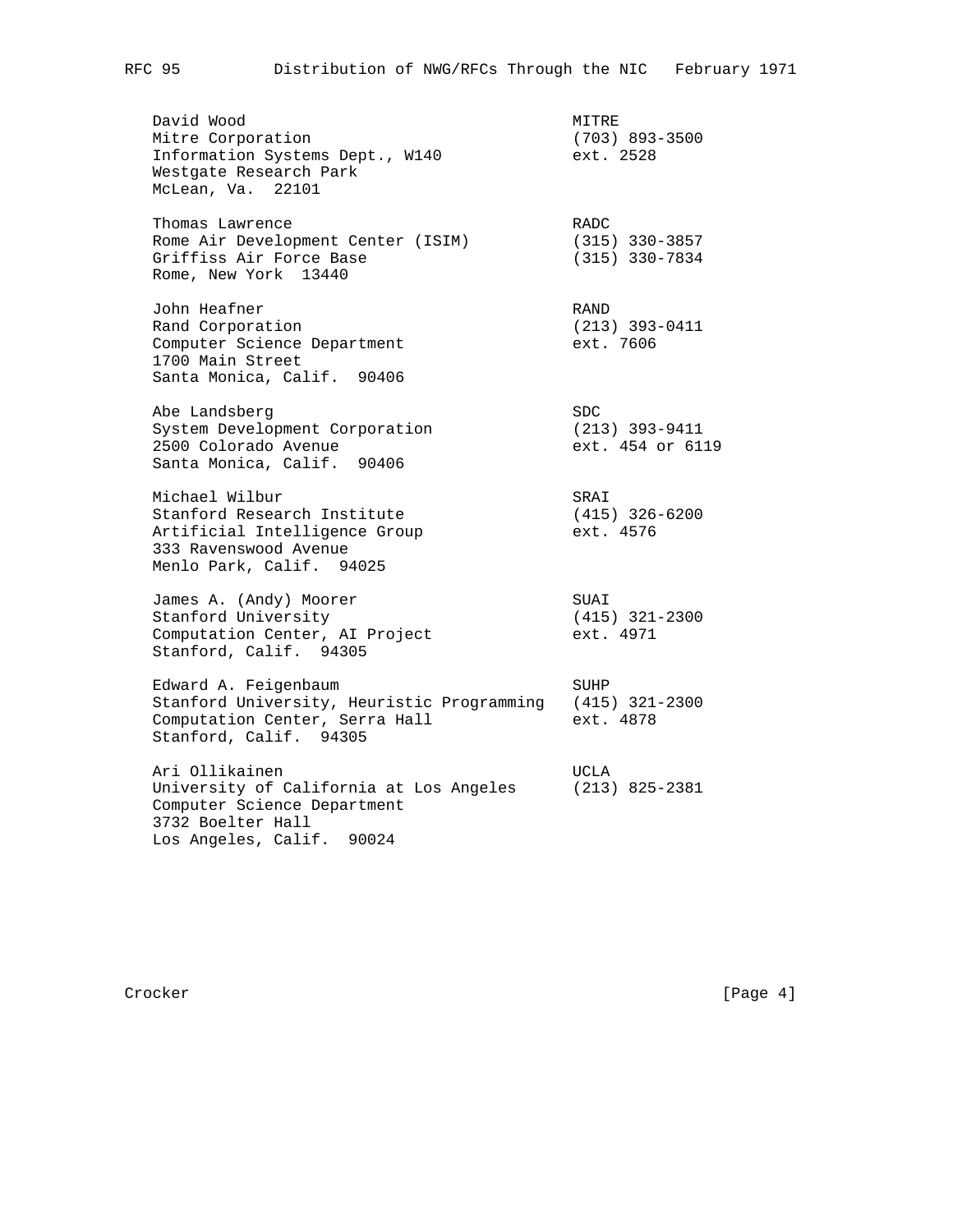```
David Wood                                    MITRE
Mitre Corporation                             (703) 893-3500
Information Systems Dept., W140               ext. 2528
Westgate Research Park
McLean, Va.  22101

Thomas Lawrence                               RADC
Rome Air Development Center (ISIM)            (315) 330-3857
Griffiss Air Force Base                       (315) 330-7834
Rome, New York  13440

John Heafner                                  RAND
Rand Corporation                              (213) 393-0411
Computer Science Department                   ext. 7606
1700 Main Street
Santa Monica, Calif.  90406

Abe Landsberg                                 SDC
System Development Corporation                (213) 393-9411
2500 Colorado Avenue                          ext. 454 or 6119
Santa Monica, Calif.  90406

Michael Wilbur                                SRAI
Stanford Research Institute                   (415) 326-6200
Artificial Intelligence Group                 ext. 4576
333 Ravenswood Avenue
Menlo Park, Calif.  94025

James A. (Andy) Moorer                        SUAI
Stanford University                           (415) 321-2300
Computation Center, AI Project                ext. 4971
Stanford, Calif.  94305

Edward A. Feigenbaum                          SUHP
Stanford University, Heuristic Programming   (415) 321-2300
Computation Center, Serra Hall                ext. 4878
Stanford, Calif.  94305

Ari Ollikainen                                UCLA
University of California at Los Angeles      (213) 825-2381
Computer Science Department
3732 Boelter Hall
Los Angeles, Calif.  90024
```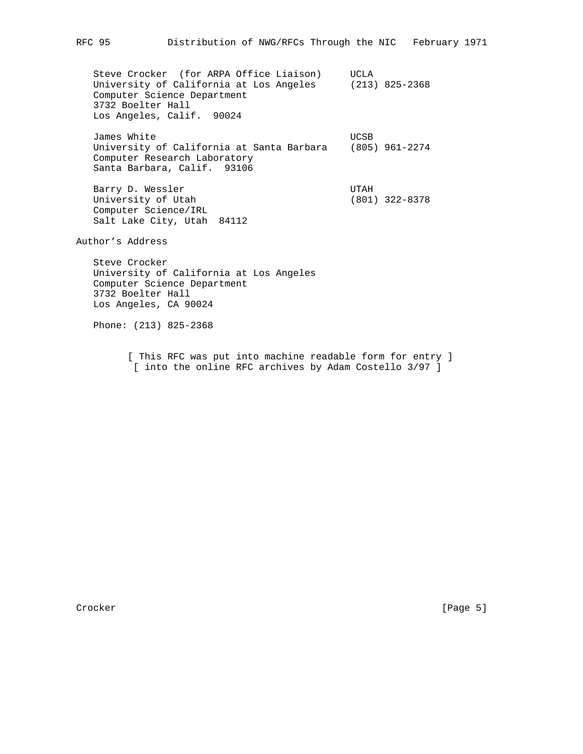Steve Crocker (for ARPA Office Liaison) UCLA
University of California at Los Angeles (213) 825-2368
Computer Science Department
3732 Boelter Hall
Los Angeles, Calif. 90024

James White UCSB
University of California at Santa Barbara (805) 961-2274
Computer Research Laboratory
Santa Barbara, Calif. 93106

Barry D. Wessler UTAH
University of Utah (801) 322-8378
Computer Science/IRL
Salt Lake City, Utah 84112

## Author's Address

Steve Crocker
University of California at Los Angeles
Computer Science Department
3732 Boelter Hall
Los Angeles, CA 90024

Phone: (213) 825-2368

[ This RFC was put into machine readable form for entry ]
[ into the online RFC archives by Adam Costello 3/97 ]